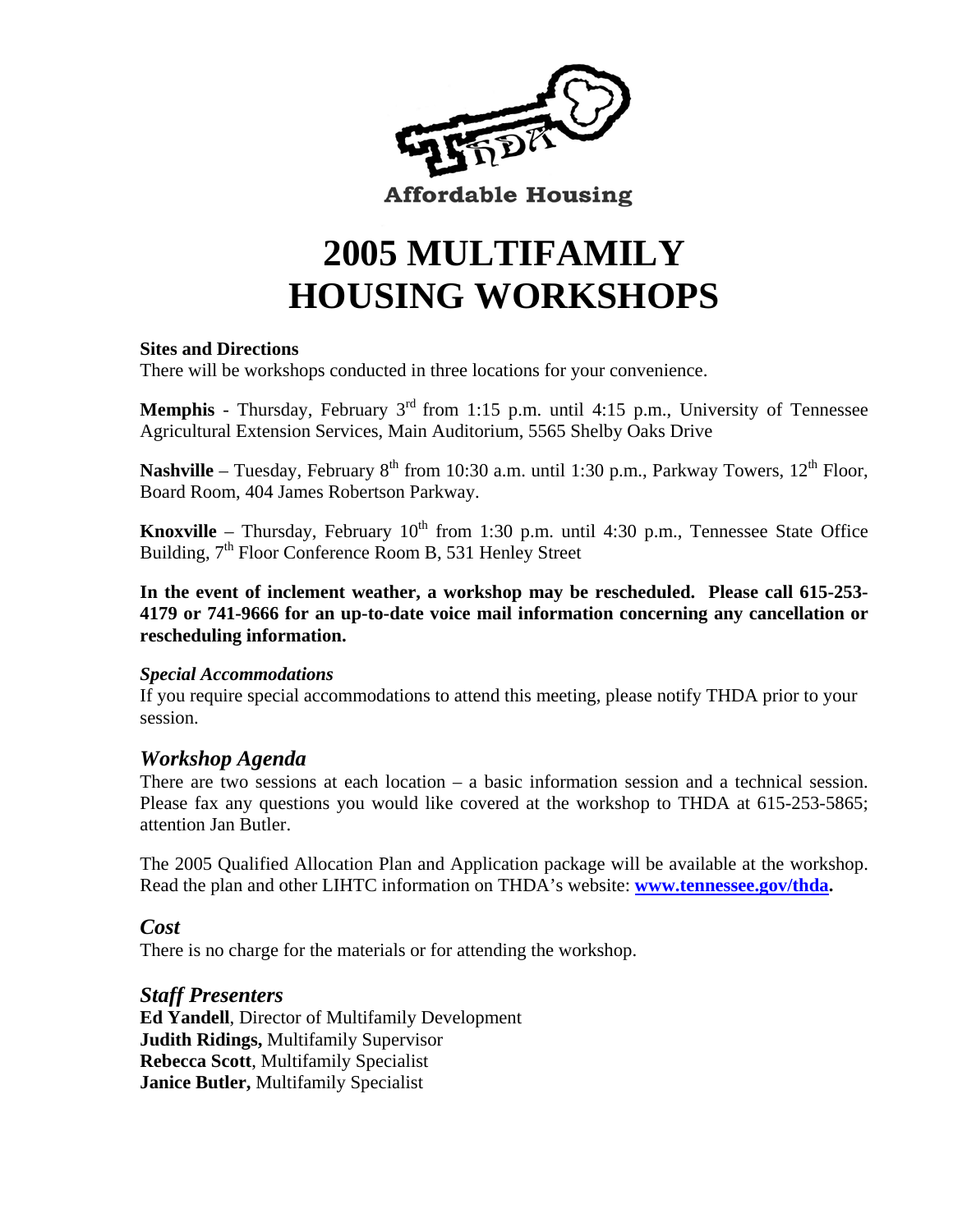Affordable Housing

# 2005 MULTIFAMILY HOUSING WORKSHOPS

**Sites and Directions**
There will be workshops conducted in three locations for your convenience.

**Memphis** - Thursday, February 3rd from 1:15 p.m. until 4:15 p.m., University of Tennessee Agricultural Extension Services, Main Auditorium, 5565 Shelby Oaks Drive

**Nashville** – Tuesday, February 8th from 10:30 a.m. until 1:30 p.m., Parkway Towers, 12th Floor, Board Room, 404 James Robertson Parkway.

**Knoxville** – Thursday, February 10th from 1:30 p.m. until 4:30 p.m., Tennessee State Office Building, 7th Floor Conference Room B, 531 Henley Street

**In the event of inclement weather, a workshop may be rescheduled. Please call 615-253-4179 or 741-9666 for an up-to-date voice mail information concerning any cancellation or rescheduling information.**

***Special Accommodations***
If you require special accommodations to attend this meeting, please notify THDA prior to your session.

## *Workshop Agenda*

There are two sessions at each location – a basic information session and a technical session. Please fax any questions you would like covered at the workshop to THDA at 615-253-5865; attention Jan Butler.

The 2005 Qualified Allocation Plan and Application package will be available at the workshop. Read the plan and other LIHTC information on THDA's website: **www.tennessee.gov/thda.**

## *Cost*

There is no charge for the materials or for attending the workshop.

## *Staff Presenters*

**Ed Yandell**, Director of Multifamily Development
**Judith Ridings,** Multifamily Supervisor
**Rebecca Scott**, Multifamily Specialist
**Janice Butler,** Multifamily Specialist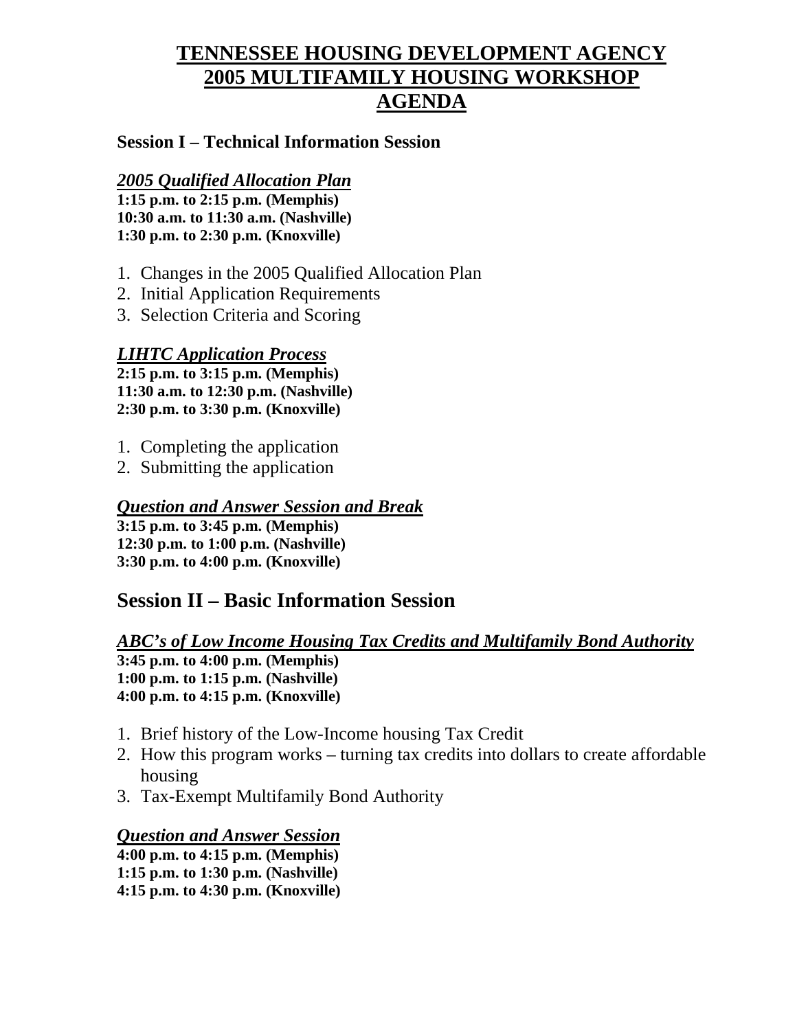# TENNESSEE HOUSING DEVELOPMENT AGENCY 2005 MULTIFAMILY HOUSING WORKSHOP AGENDA

### Session I – Technical Information Session

***2005 Qualified Allocation Plan***

**1:15 p.m. to 2:15 p.m. (Memphis)**
**10:30 a.m. to 11:30 a.m. (Nashville)**
**1:30 p.m. to 2:30 p.m. (Knoxville)**

1. Changes in the 2005 Qualified Allocation Plan
2. Initial Application Requirements
3. Selection Criteria and Scoring

***LIHTC Application Process***

**2:15 p.m. to 3:15 p.m. (Memphis)**
**11:30 a.m. to 12:30 p.m. (Nashville)**
**2:30 p.m. to 3:30 p.m. (Knoxville)**

1. Completing the application
2. Submitting the application

***Question and Answer Session and Break***

**3:15 p.m. to 3:45 p.m. (Memphis)**
**12:30 p.m. to 1:00 p.m. (Nashville)**
**3:30 p.m. to 4:00 p.m. (Knoxville)**

## Session II – Basic Information Session

***ABC's of Low Income Housing Tax Credits and Multifamily Bond Authority***

**3:45 p.m. to 4:00 p.m. (Memphis)**
**1:00 p.m. to 1:15 p.m. (Nashville)**
**4:00 p.m. to 4:15 p.m. (Knoxville)**

1. Brief history of the Low-Income housing Tax Credit
2. How this program works – turning tax credits into dollars to create affordable housing
3. Tax-Exempt Multifamily Bond Authority

***Question and Answer Session***

**4:00 p.m. to 4:15 p.m. (Memphis)**
**1:15 p.m. to 1:30 p.m. (Nashville)**
**4:15 p.m. to 4:30 p.m. (Knoxville)**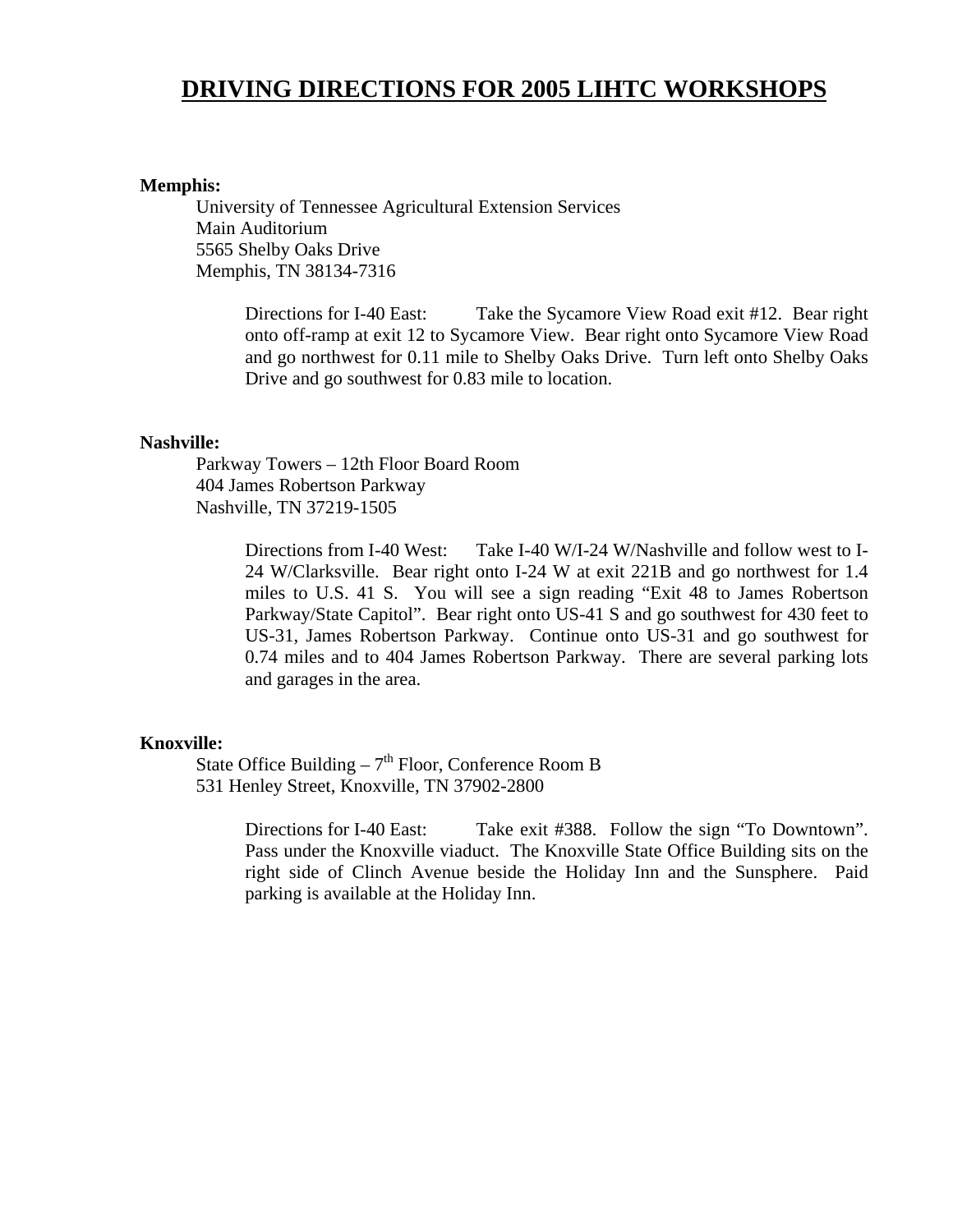# DRIVING DIRECTIONS FOR 2005 LIHTC WORKSHOPS

**Memphis:**

University of Tennessee Agricultural Extension Services
Main Auditorium
5565 Shelby Oaks Drive
Memphis, TN 38134-7316

Directions for I-40 East: Take the Sycamore View Road exit #12. Bear right onto off-ramp at exit 12 to Sycamore View. Bear right onto Sycamore View Road and go northwest for 0.11 mile to Shelby Oaks Drive. Turn left onto Shelby Oaks Drive and go southwest for 0.83 mile to location.

**Nashville:**

Parkway Towers – 12th Floor Board Room
404 James Robertson Parkway
Nashville, TN 37219-1505

Directions from I-40 West: Take I-40 W/I-24 W/Nashville and follow west to I-24 W/Clarksville. Bear right onto I-24 W at exit 221B and go northwest for 1.4 miles to U.S. 41 S. You will see a sign reading "Exit 48 to James Robertson Parkway/State Capitol". Bear right onto US-41 S and go southwest for 430 feet to US-31, James Robertson Parkway. Continue onto US-31 and go southwest for 0.74 miles and to 404 James Robertson Parkway. There are several parking lots and garages in the area.

**Knoxville:**

State Office Building – 7th Floor, Conference Room B
531 Henley Street, Knoxville, TN 37902-2800

Directions for I-40 East: Take exit #388. Follow the sign "To Downtown". Pass under the Knoxville viaduct. The Knoxville State Office Building sits on the right side of Clinch Avenue beside the Holiday Inn and the Sunsphere. Paid parking is available at the Holiday Inn.